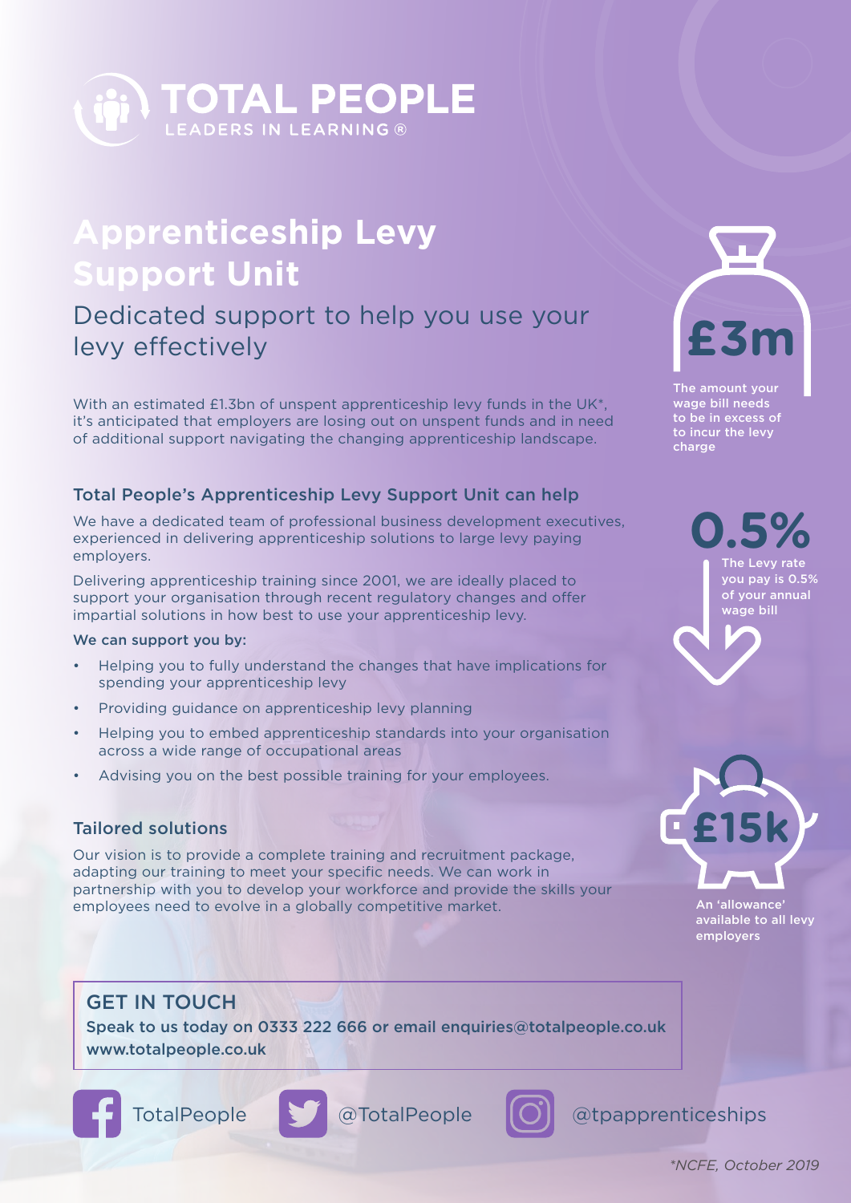TOTAL PEOPLE

LEADERS IN LEARNING ®

# Apprenticeship Levy Support Unit

## Dedicated support to help you use your levy effectively

With an estimated £1.3bn of unspent apprenticeship levy funds in the UK*, it's anticipated that employers are losing out on unspent funds and in need of additional support navigating the changing apprenticeship landscape.

### Total People's Apprenticeship Levy Support Unit can help

We have a dedicated team of professional business development executives, experienced in delivering apprenticeship solutions to large levy paying employers.

Delivering apprenticeship training since 2001, we are ideally placed to support your organisation through recent regulatory changes and offer impartial solutions in how best to use your apprenticeship levy.

**We can support you by:**

- Helping you to fully understand the changes that have implications for spending your apprenticeship levy
- Providing guidance on apprenticeship levy planning
- Helping you to embed apprenticeship standards into your organisation across a wide range of occupational areas
- Advising you on the best possible training for your employees.

### Tailored solutions

Our vision is to provide a complete training and recruitment package, adapting our training to meet your specific needs. We can work in partnership with you to develop your workforce and provide the skills your employees need to evolve in a globally competitive market.

**£3m**

The amount your wage bill needs to be in excess of to incur the levy charge

**0.5%**

The Levy rate you pay is 0.5% of your annual wage bill

**£15k**

An 'allowance' available to all levy employers

### GET IN TOUCH

**Speak to us today on 0333 222 666 or email enquiries@totalpeople.co.uk**
**www.totalpeople.co.uk**

TotalPeople @TotalPeople @tpapprenticeships

*NCFE, October 2019*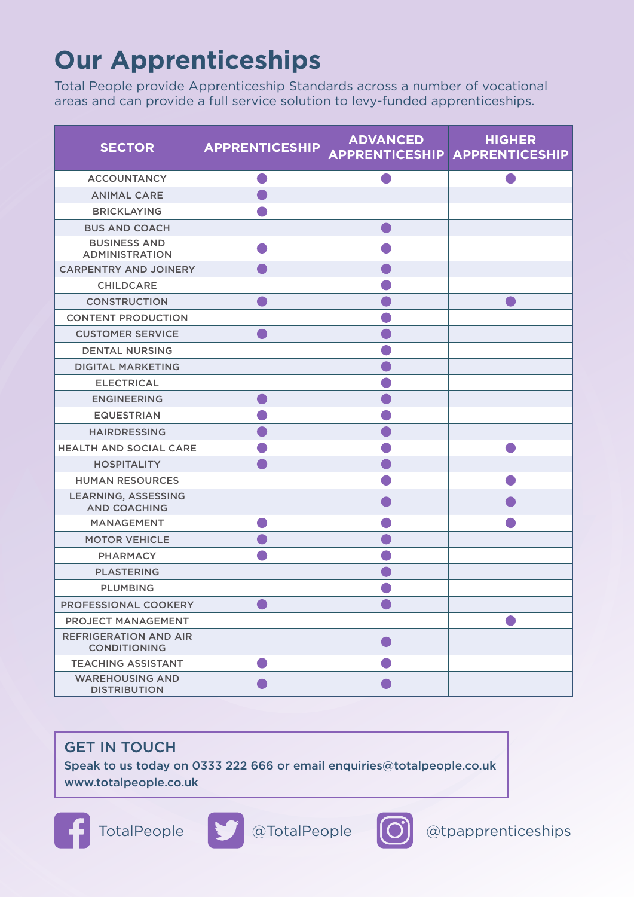# Our Apprenticeships

Total People provide Apprenticeship Standards across a number of vocational areas and can provide a full service solution to levy-funded apprenticeships.

| SECTOR | APPRENTICESHIP | ADVANCED APPRENTICESHIP | HIGHER APPRENTICESHIP |
|---|---|---|---|
| ACCOUNTANCY | ● | ● | ● |
| ANIMAL CARE | ● | | |
| BRICKLAYING | ● | | |
| BUS AND COACH | | ● | |
| BUSINESS AND ADMINISTRATION | ● | ● | |
| CARPENTRY AND JOINERY | ● | ● | |
| CHILDCARE | | ● | |
| CONSTRUCTION | ● | ● | ● |
| CONTENT PRODUCTION | | ● | |
| CUSTOMER SERVICE | ● | ● | |
| DENTAL NURSING | | ● | |
| DIGITAL MARKETING | | ● | |
| ELECTRICAL | | ● | |
| ENGINEERING | ● | ● | |
| EQUESTRIAN | ● | ● | |
| HAIRDRESSING | ● | ● | |
| HEALTH AND SOCIAL CARE | ● | ● | ● |
| HOSPITALITY | ● | ● | |
| HUMAN RESOURCES | | ● | ● |
| LEARNING, ASSESSING AND COACHING | | ● | ● |
| MANAGEMENT | ● | ● | ● |
| MOTOR VEHICLE | ● | ● | |
| PHARMACY | ● | ● | |
| PLASTERING | | ● | |
| PLUMBING | | ● | |
| PROFESSIONAL COOKERY | ● | ● | |
| PROJECT MANAGEMENT | | | ● |
| REFRIGERATION AND AIR CONDITIONING | | ● | |
| TEACHING ASSISTANT | ● | ● | |
| WAREHOUSING AND DISTRIBUTION | ● | ● | |

## GET IN TOUCH

Speak to us today on 0333 222 666 or email enquiries@totalpeople.co.uk
www.totalpeople.co.uk

TotalPeople

@TotalPeople

@tpapprenticeships